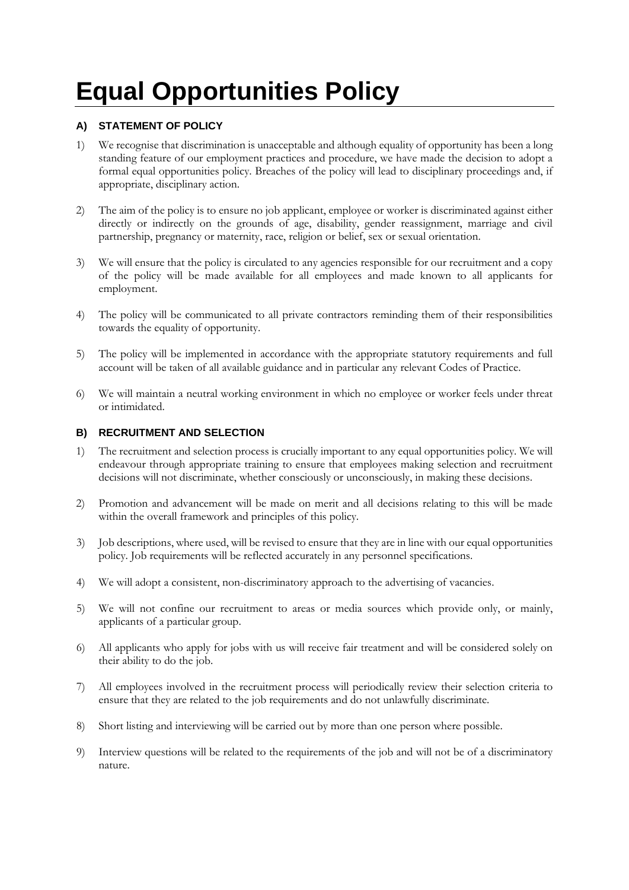# Equal Opportunities Policy

## A) STATEMENT OF POLICY

1) We recognise that discrimination is unacceptable and although equality of opportunity has been a long standing feature of our employment practices and procedure, we have made the decision to adopt a formal equal opportunities policy. Breaches of the policy will lead to disciplinary proceedings and, if appropriate, disciplinary action.

2) The aim of the policy is to ensure no job applicant, employee or worker is discriminated against either directly or indirectly on the grounds of age, disability, gender reassignment, marriage and civil partnership, pregnancy or maternity, race, religion or belief, sex or sexual orientation.

3) We will ensure that the policy is circulated to any agencies responsible for our recruitment and a copy of the policy will be made available for all employees and made known to all applicants for employment.

4) The policy will be communicated to all private contractors reminding them of their responsibilities towards the equality of opportunity.

5) The policy will be implemented in accordance with the appropriate statutory requirements and full account will be taken of all available guidance and in particular any relevant Codes of Practice.

6) We will maintain a neutral working environment in which no employee or worker feels under threat or intimidated.

## B) RECRUITMENT AND SELECTION

1) The recruitment and selection process is crucially important to any equal opportunities policy. We will endeavour through appropriate training to ensure that employees making selection and recruitment decisions will not discriminate, whether consciously or unconsciously, in making these decisions.

2) Promotion and advancement will be made on merit and all decisions relating to this will be made within the overall framework and principles of this policy.

3) Job descriptions, where used, will be revised to ensure that they are in line with our equal opportunities policy. Job requirements will be reflected accurately in any personnel specifications.

4) We will adopt a consistent, non-discriminatory approach to the advertising of vacancies.

5) We will not confine our recruitment to areas or media sources which provide only, or mainly, applicants of a particular group.

6) All applicants who apply for jobs with us will receive fair treatment and will be considered solely on their ability to do the job.

7) All employees involved in the recruitment process will periodically review their selection criteria to ensure that they are related to the job requirements and do not unlawfully discriminate.

8) Short listing and interviewing will be carried out by more than one person where possible.

9) Interview questions will be related to the requirements of the job and will not be of a discriminatory nature.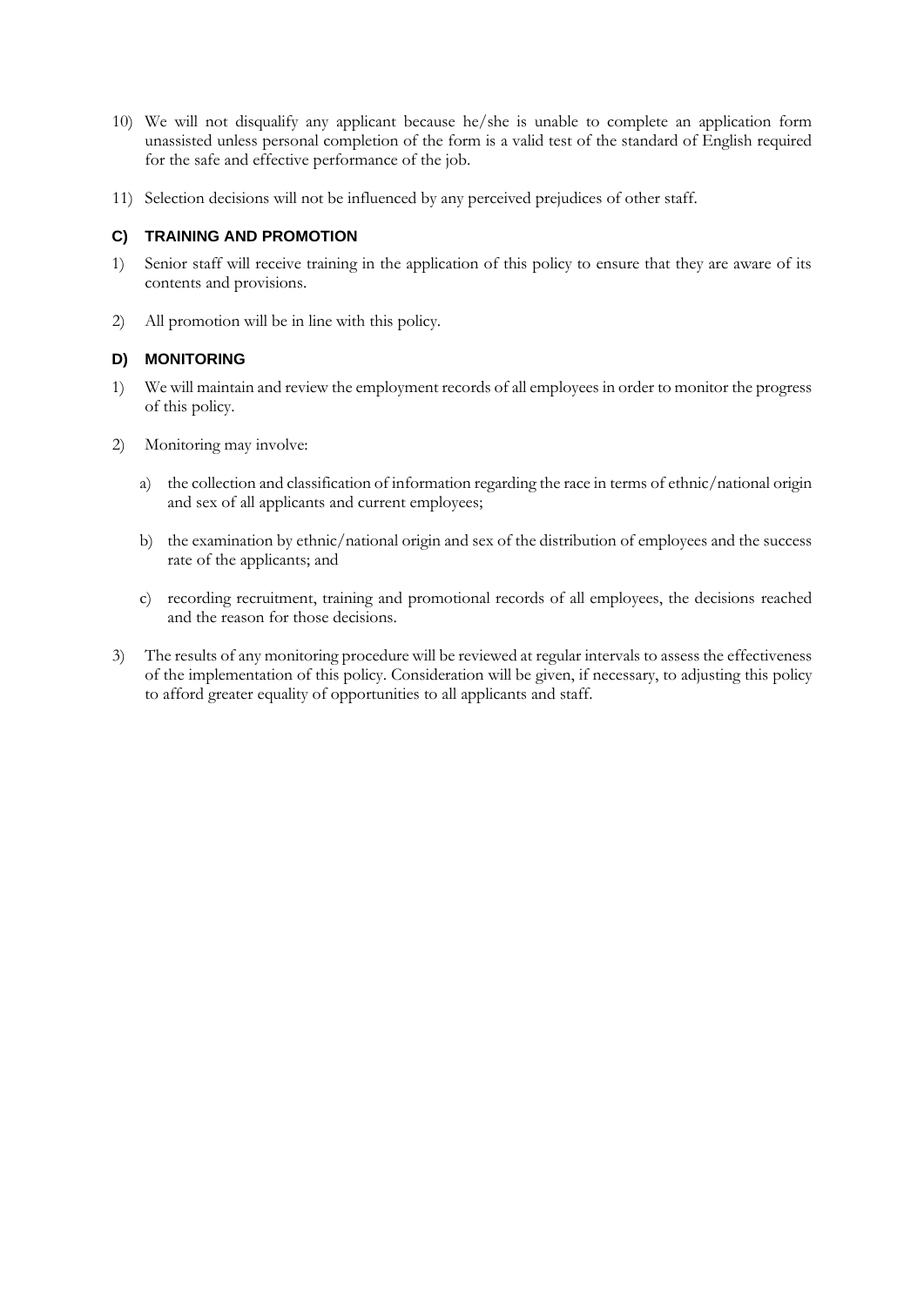10) We will not disqualify any applicant because he/she is unable to complete an application form unassisted unless personal completion of the form is a valid test of the standard of English required for the safe and effective performance of the job.

11) Selection decisions will not be influenced by any perceived prejudices of other staff.

## C) TRAINING AND PROMOTION

1) Senior staff will receive training in the application of this policy to ensure that they are aware of its contents and provisions.

2) All promotion will be in line with this policy.

## D) MONITORING

1) We will maintain and review the employment records of all employees in order to monitor the progress of this policy.

2) Monitoring may involve:

   a) the collection and classification of information regarding the race in terms of ethnic/national origin and sex of all applicants and current employees;

   b) the examination by ethnic/national origin and sex of the distribution of employees and the success rate of the applicants; and

   c) recording recruitment, training and promotional records of all employees, the decisions reached and the reason for those decisions.

3) The results of any monitoring procedure will be reviewed at regular intervals to assess the effectiveness of the implementation of this policy. Consideration will be given, if necessary, to adjusting this policy to afford greater equality of opportunities to all applicants and staff.